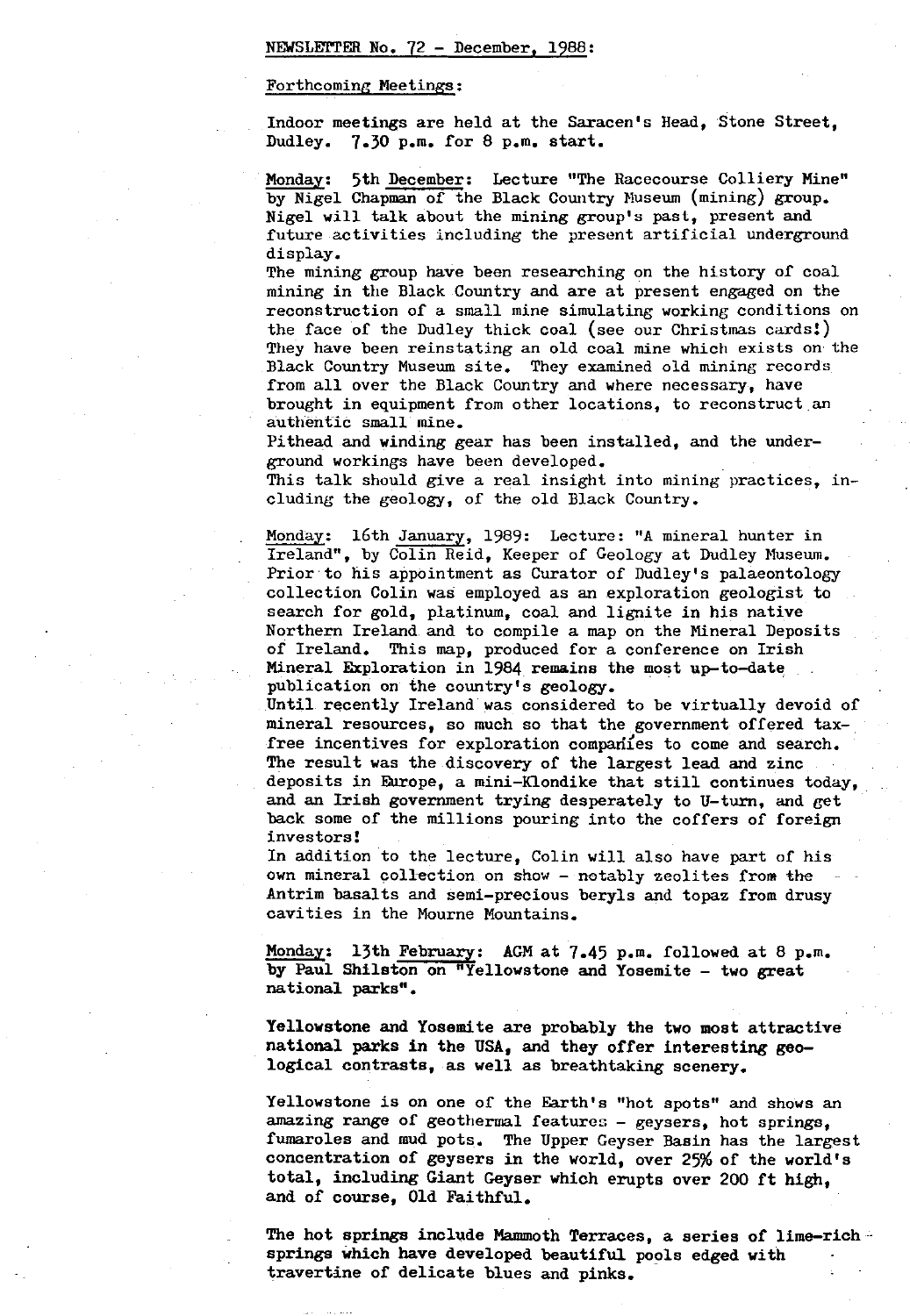NEWSLETTER No. 72 - December, 1988:

Forthcoming Meetings:

Indoor meetings are held at the Saracen's Head, Stone Street, Dudley. 7.30 p.m. for 8 p.m. start.

Monday: 5th December: Lecture "The Racecourse Colliery Mine" by Nigel Chapman of the Black Country Museum (mining) group. Nigel will talk about the mining group's past, present and future activities including the present artificial underground display.
The mining group have been researching on the history of coal mining in the Black Country and are at present engaged on the reconstruction of a small mine simulating working conditions on the face of the Dudley thick coal (see our Christmas cards!) They have been reinstating an old coal mine which exists on the Black Country Museum site. They examined old mining records from all over the Black Country and where necessary, have brought in equipment from other locations, to reconstruct an authentic small mine.
Pithead and winding gear has been installed, and the underground workings have been developed.
This talk should give a real insight into mining practices, including the geology, of the old Black Country.

Monday: 16th January, 1989: Lecture: "A mineral hunter in Ireland", by Colin Reid, Keeper of Geology at Dudley Museum. Prior to his appointment as Curator of Dudley's palaeontology collection Colin was employed as an exploration geologist to search for gold, platinum, coal and lignite in his native Northern Ireland and to compile a map on the Mineral Deposits of Ireland. This map, produced for a conference on Irish Mineral Exploration in 1984 remains the most up-to-date publication on the country's geology.
Until recently Ireland was considered to be virtually devoid of mineral resources, so much so that the government offered tax-free incentives for exploration companies to come and search. The result was the discovery of the largest lead and zinc deposits in Europe, a mini-Klondike that still continues today, and an Irish government trying desperately to U-turn, and get back some of the millions pouring into the coffers of foreign investors!
In addition to the lecture, Colin will also have part of his own mineral collection on show - notably zeolites from the Antrim basalts and semi-precious beryls and topaz from drusy cavities in the Mourne Mountains.

Monday: 13th February: AGM at 7.45 p.m. followed at 8 p.m. by Paul Shilston on "Yellowstone and Yosemite - two great national parks".

Yellowstone and Yosemite are probably the two most attractive national parks in the USA, and they offer interesting geological contrasts, as well as breathtaking scenery.

Yellowstone is on one of the Earth's "hot spots" and shows an amazing range of geothermal features - geysers, hot springs, fumaroles and mud pots. The Upper Geyser Basin has the largest concentration of geysers in the world, over 25% of the world's total, including Giant Geyser which erupts over 200 ft high, and of course, Old Faithful.

The hot springs include Mammoth Terraces, a series of lime-rich springs which have developed beautiful pools edged with travertine of delicate blues and pinks.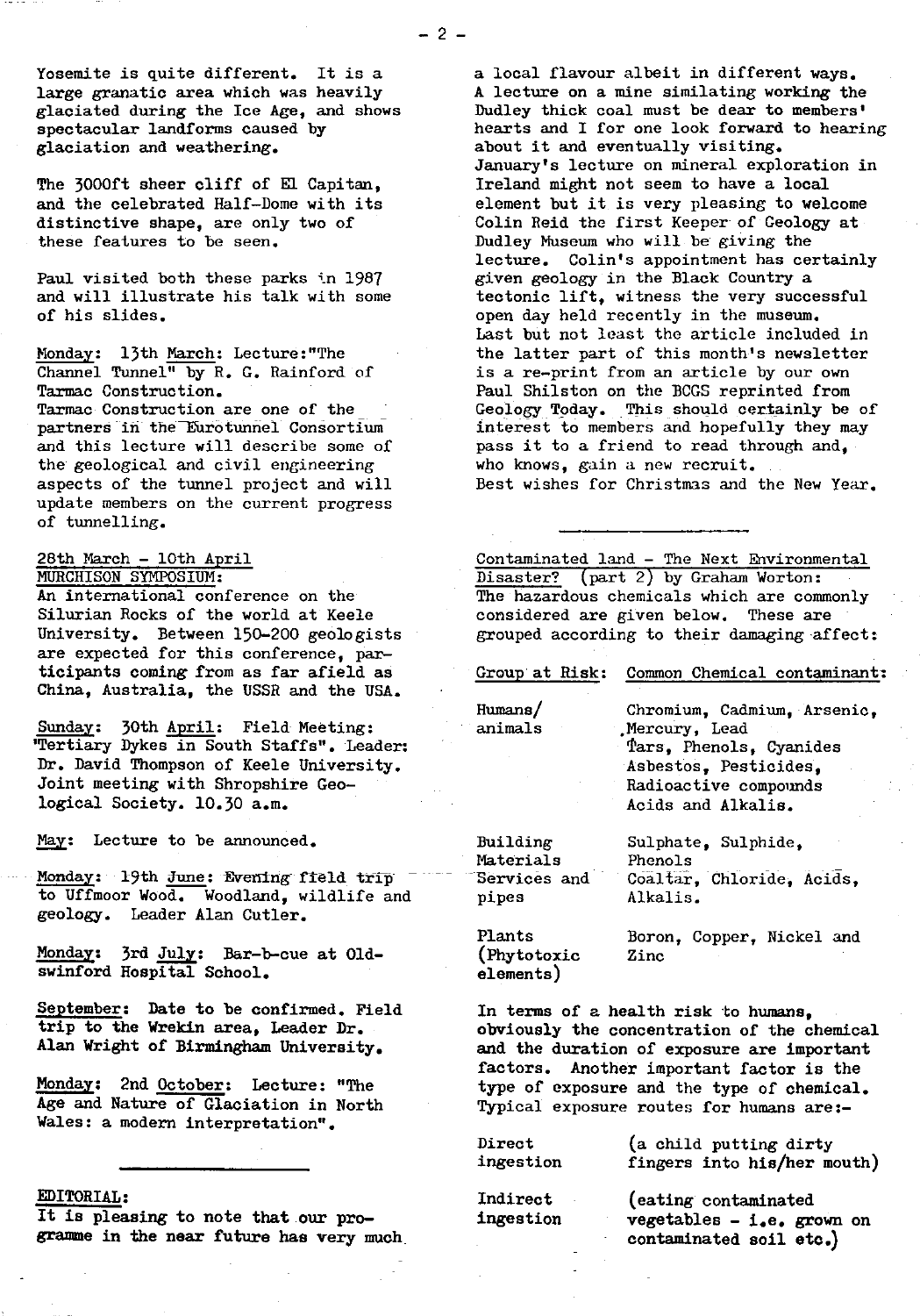Yosemite is quite different. It is a large granatic area which was heavily glaciated during the Ice Age, and shows spectacular landforms caused by glaciation and weathering.

The 3000ft sheer cliff of El Capitan, and the celebrated Half-Dome with its distinctive shape, are only two of these features to be seen.

Paul visited both these parks in 1987 and will illustrate his talk with some of his slides.

Monday: 13th March: Lecture:"The Channel Tunnel" by R. G. Rainford of Tarmac Construction.
Tarmac Construction are one of the partners in the Eurotunnel Consortium and this lecture will describe some of the geological and civil engineering aspects of the tunnel project and will update members on the current progress of tunnelling.

28th March - 10th April
MURCHISON SYMPOSIUM:
An international conference on the Silurian Rocks of the world at Keele University. Between 150-200 geologists are expected for this conference, participants coming from as far afield as China, Australia, the USSR and the USA.

Sunday: 30th April: Field Meeting: "Tertiary Dykes in South Staffs". Leader: Dr. David Thompson of Keele University. Joint meeting with Shropshire Geological Society. 10.30 a.m.

May: Lecture to be announced.

Monday: 19th June: Evening field trip to Uffmoor Wood. Woodland, wildlife and geology. Leader Alan Cutler.

Monday: 3rd July: Bar-b-cue at Oldswinford Hospital School.

September: Date to be confirmed. Field trip to the Wrekin area, Leader Dr. Alan Wright of Birmingham University.

Monday: 2nd October: Lecture: "The Age and Nature of Glaciation in North Wales: a modern interpretation".

---

EDITORIAL:

It is pleasing to note that our programme in the near future has very much a local flavour albeit in different ways. A lecture on a mine similating working the Dudley thick coal must be dear to members' hearts and I for one look forward to hearing about it and eventually visiting. January's lecture on mineral exploration in Ireland might not seem to have a local element but it is very pleasing to welcome Colin Reid the first Keeper of Geology at Dudley Museum who will be giving the lecture. Colin's appointment has certainly given geology in the Black Country a tectonic lift, witness the very successful open day held recently in the museum. Last but not least the article included in the latter part of this month's newsletter is a re-print from an article by our own Paul Shilston on the BCGS reprinted from Geology Today. This should certainly be of interest to members and hopefully they may pass it to a friend to read through and, who knows, gain a new recruit.
Best wishes for Christmas and the New Year.

---

Contaminated land - The Next Environmental Disaster? (part 2) by Graham Worton:
The hazardous chemicals which are commonly considered are given below. These are grouped according to their damaging affect:

| Group at Risk: | Common Chemical contaminant: |
|---|---|
| Humans/ animals | Chromium, Cadmium, Arsenic, Mercury, Lead, Tars, Phenols, Cyanides, Asbestos, Pesticides, Radioactive compounds, Acids and Alkalis. |
| Building Materials | Sulphate, Sulphide, Phenols |
| Services and pipes | Coaltar, Chloride, Acids, Alkalis. |
| Plants (Phytotoxic elements) | Boron, Copper, Nickel and Zinc |

In terms of a health risk to humans, obviously the concentration of the chemical and the duration of exposure are important factors. Another important factor is the type of exposure and the type of chemical. Typical exposure routes for humans are:-

| | |
|---|---|
| Direct ingestion | (a child putting dirty fingers into his/her mouth) |
| Indirect ingestion | (eating contaminated vegetables - i.e. grown on contaminated soil etc.) |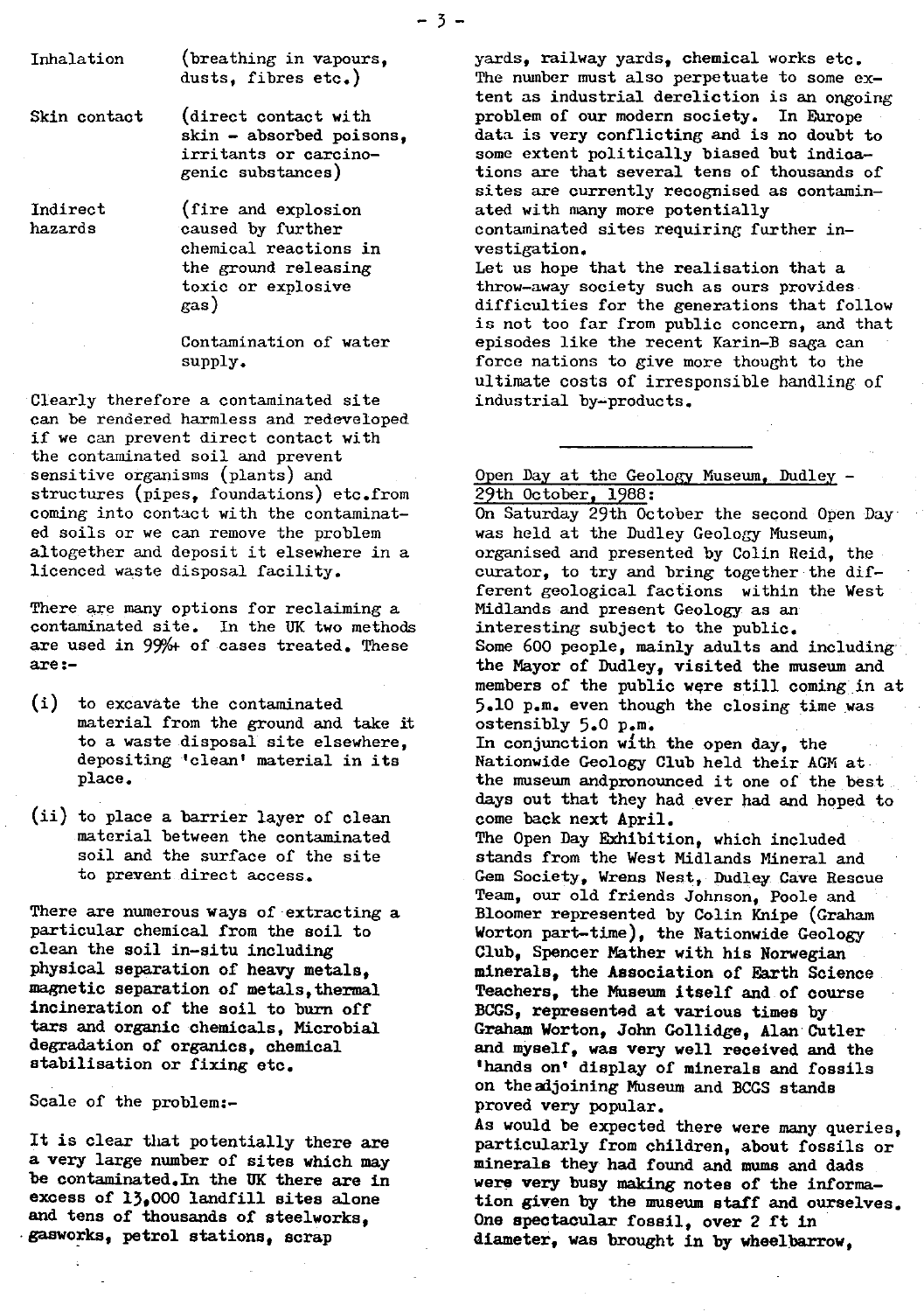| | |
|---|---|
| Inhalation | (breathing in vapours, dusts, fibres etc.) |
| Skin contact | (direct contact with skin - absorbed poisons, irritants or carcinogenic substances) |
| Indirect hazards | (fire and explosion caused by further chemical reactions in the ground releasing toxic or explosive gas) |
| | Contamination of water supply. |

Clearly therefore a contaminated site can be rendered harmless and redeveloped if we can prevent direct contact with the contaminated soil and prevent sensitive organisms (plants) and structures (pipes, foundations) etc.from coming into contact with the contaminated soils or we can remove the problem altogether and deposit it elsewhere in a licenced waste disposal facility.

There are many options for reclaiming a contaminated site. In the UK two methods are used in 99%+ of cases treated. These are:-

(i) to excavate the contaminated material from the ground and take it to a waste disposal site elsewhere, depositing 'clean' material in its place.

(ii) to place a barrier layer of clean material between the contaminated soil and the surface of the site to prevent direct access.

There are numerous ways of extracting a particular chemical from the soil to clean the soil in-situ including physical separation of heavy metals, magnetic separation of metals, thermal incineration of the soil to burn off tars and organic chemicals, Microbial degradation of organics, chemical stabilisation or fixing etc.

Scale of the problem:-

It is clear that potentially there are a very large number of sites which may be contaminated. In the UK there are in excess of 13,000 landfill sites alone and tens of thousands of steelworks, gasworks, petrol stations, scrap yards, railway yards, chemical works etc. The number must also perpetuate to some extent as industrial dereliction is an ongoing problem of our modern society. In Europe data is very conflicting and is no doubt to some extent politically biased but indications are that several tens of thousands of sites are currently recognised as contaminated with many more potentially contaminated sites requiring further investigation.

Let us hope that the realisation that a throw-away society such as ours provides difficulties for the generations that follow is not too far from public concern, and that episodes like the recent Karin-B saga can force nations to give more thought to the ultimate costs of irresponsible handling of industrial by-products.

---

## Open Day at the Geology Museum, Dudley - 29th October, 1988:

On Saturday 29th October the second Open Day was held at the Dudley Geology Museum, organised and presented by Colin Reid, the curator, to try and bring together the different geological factions within the West Midlands and present Geology as an interesting subject to the public.

Some 600 people, mainly adults and including the Mayor of Dudley, visited the museum and members of the public were still coming in at 5.10 p.m. even though the closing time was ostensibly 5.0 p.m.

In conjunction with the open day, the Nationwide Geology Club held their AGM at the museum andpronounced it one of the best days out that they had ever had and hoped to come back next April.

The Open Day Exhibition, which included stands from the West Midlands Mineral and Gem Society, Wrens Nest, Dudley Cave Rescue Team, our old friends Johnson, Poole and Bloomer represented by Colin Knipe (Graham Worton part-time), the Nationwide Geology Club, Spencer Mather with his Norwegian minerals, the Association of Earth Science Teachers, the Museum itself and of course BCGS, represented at various times by Graham Worton, John Golledge, Alan Cutler and myself, was very well received and the 'hands on' display of minerals and fossils on the adjoining Museum and BCGS stands proved very popular.

As would be expected there were many queries, particularly from children, about fossils or minerals they had found and mums and dads were very busy making notes of the information given by the museum staff and ourselves. One spectacular fossil, over 2 ft in diameter, was brought in by wheelbarrow,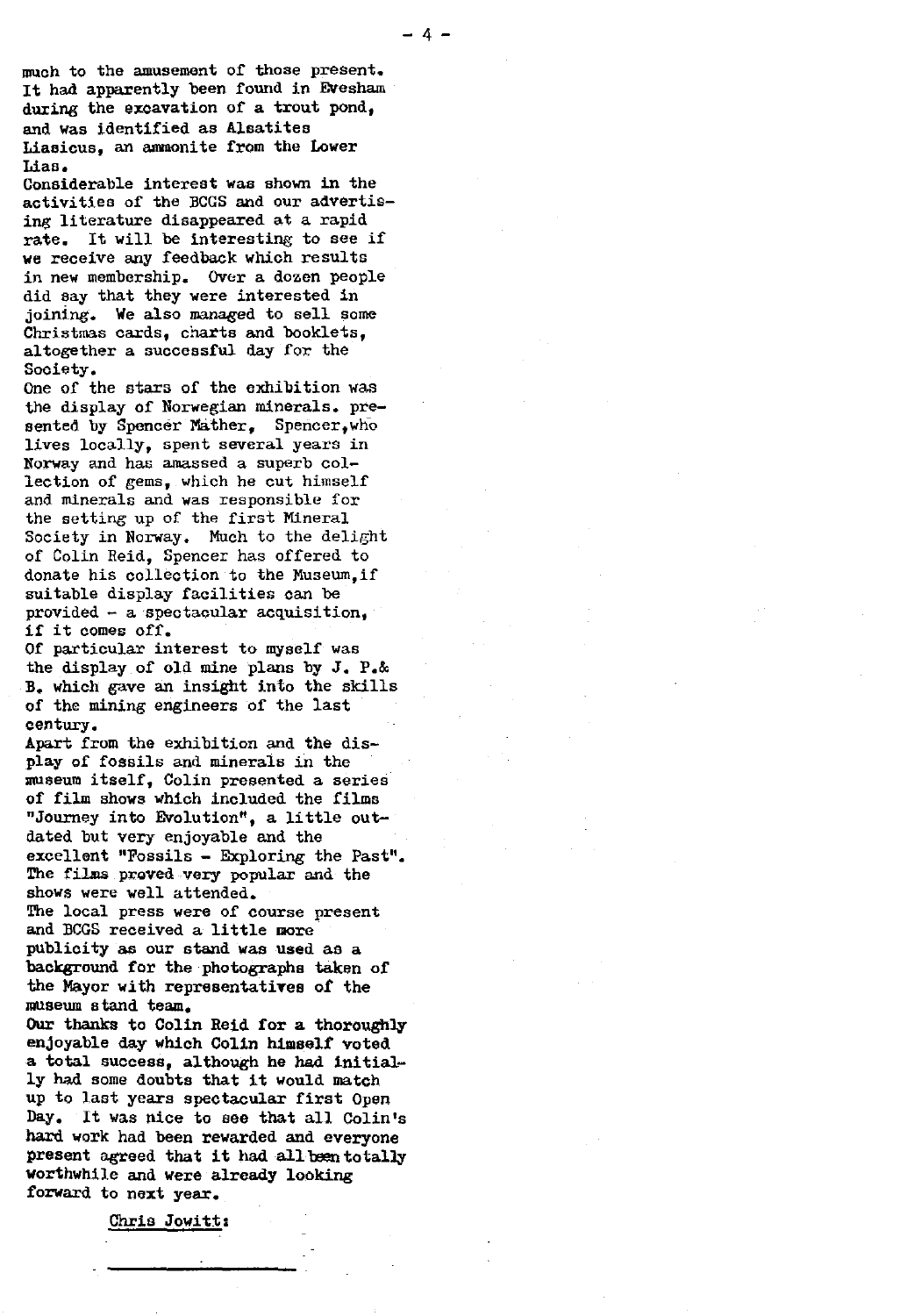much to the amusement of those present. It had apparently been found in Evesham during the excavation of a trout pond, and was identified as Alsatites Liasicus, an ammonite from the Lower Lias.

Considerable interest was shown in the activities of the BCGS and our advertising literature disappeared at a rapid rate. It will be interesting to see if we receive any feedback which results in new membership. Over a dozen people did say that they were interested in joining. We also managed to sell some Christmas cards, charts and booklets, altogether a successful day for the Society.

One of the stars of the exhibition was the display of Norwegian minerals. presented by Spencer Mather, Spencer, who lives locally, spent several years in Norway and has amassed a superb collection of gems, which he cut himself and minerals and was responsible for the setting up of the first Mineral Society in Norway. Much to the delight of Colin Reid, Spencer has offered to donate his collection to the Museum, if suitable display facilities can be provided - a spectacular acquisition, if it comes off.

Of particular interest to myself was the display of old mine plans by J. P.& B. which gave an insight into the skills of the mining engineers of the last century.

Apart from the exhibition and the display of fossils and minerals in the museum itself, Colin presented a series of film shows which included the films "Journey into Evolution", a little outdated but very enjoyable and the excellent "Fossils - Exploring the Past". The films proved very popular and the shows were well attended.

The local press were of course present and BCGS received a little more publicity as our stand was used as a background for the photographs taken of the Mayor with representatives of the museum stand team.

Our thanks to Colin Reid for a thoroughly enjoyable day which Colin himself voted a total success, although he had initially had some doubts that it would match up to last years spectacular first Open Day. It was nice to see that all Colin's hard work had been rewarded and everyone present agreed that it had all been totally worthwhile and were already looking forward to next year.

Chris Jowitt:

---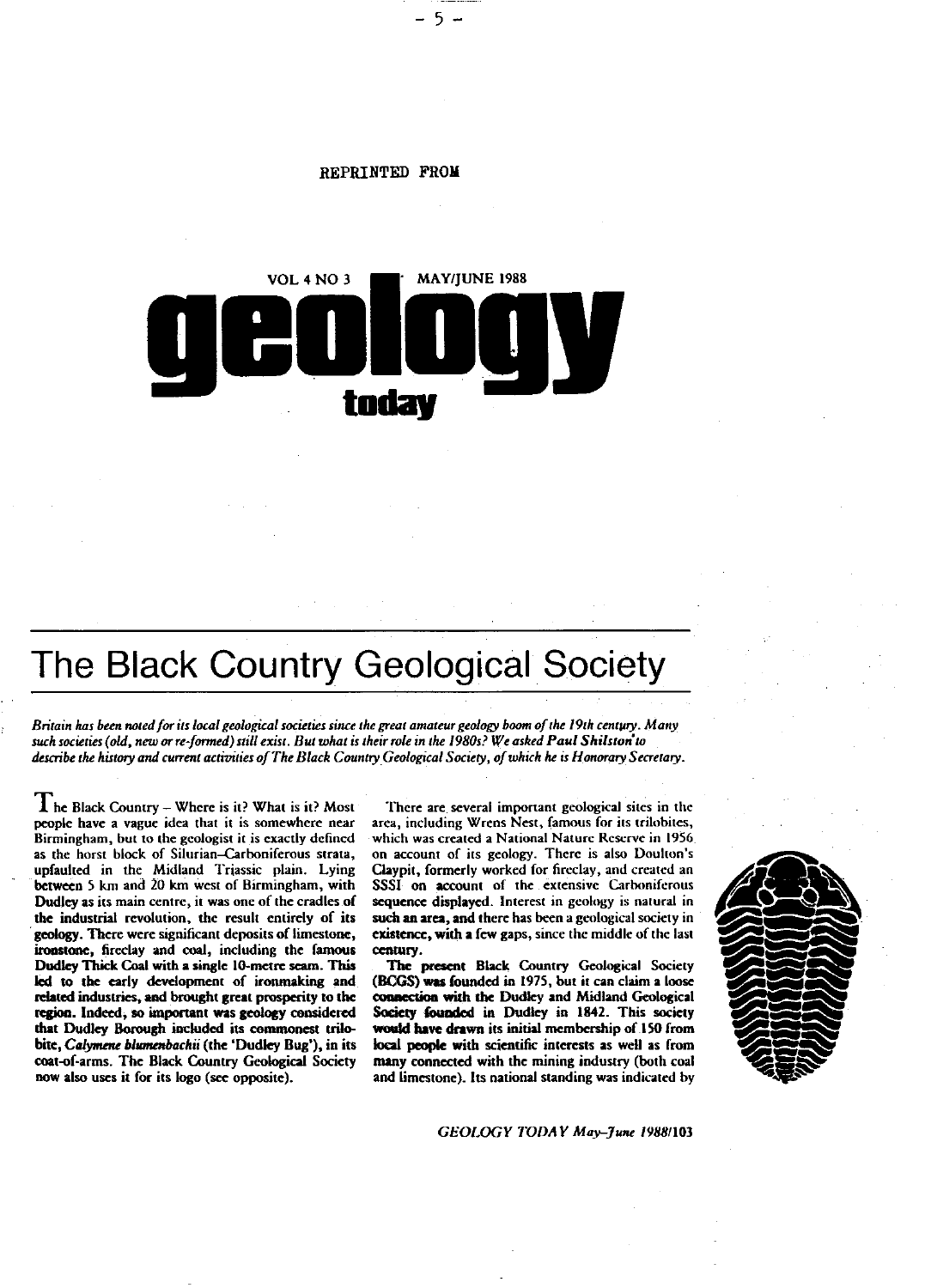REPRINTED FROM

VOL 4 NO 3 MAY/JUNE 1988

# geology today

# The Black Country Geological Society

*Britain has been noted for its local geological societies since the great amateur geology boom of the 19th century. Many such societies (old, new or re-formed) still exist. But what is their role in the 1980s? We asked **Paul Shilston** to describe the history and current activities of The Black Country Geological Society, of which he is Honorary Secretary.*

The Black Country – Where is it? What is it? Most people have a vague idea that it is somewhere near Birmingham, but to the geologist it is exactly defined as the horst block of Silurian–Carboniferous strata, upfaulted in the Midland Triassic plain. Lying between 5 km and 20 km west of Birmingham, with Dudley as its main centre, it was one of the cradles of the industrial revolution, the result entirely of its geology. There were significant deposits of limestone, ironstone, fireclay and coal, including the famous Dudley Thick Coal with a single 10-metre seam. This led to the early development of ironmaking and related industries, and brought great prosperity to the region. Indeed, so important was geology considered that Dudley Borough included its commonest trilobite, *Calymene blumenbachii* (the 'Dudley Bug'), in its coat-of-arms. The Black Country Geological Society now also uses it for its logo (see opposite).

There are several important geological sites in the area, including Wrens Nest, famous for its trilobites, which was created a National Nature Reserve in 1956 on account of its geology. There is also Doulton's Claypit, formerly worked for fireclay, and created an SSSI on account of the extensive Carboniferous sequence displayed. Interest in geology is natural in such an area, and there has been a geological society in existence, with a few gaps, since the middle of the last century.

The present Black Country Geological Society (BCGS) was founded in 1975, but it can claim a loose connection with the Dudley and Midland Geological Society founded in Dudley in 1842. This society would have drawn its initial membership of 150 from local people with scientific interests as well as from many connected with the mining industry (both coal and limestone). Its national standing was indicated by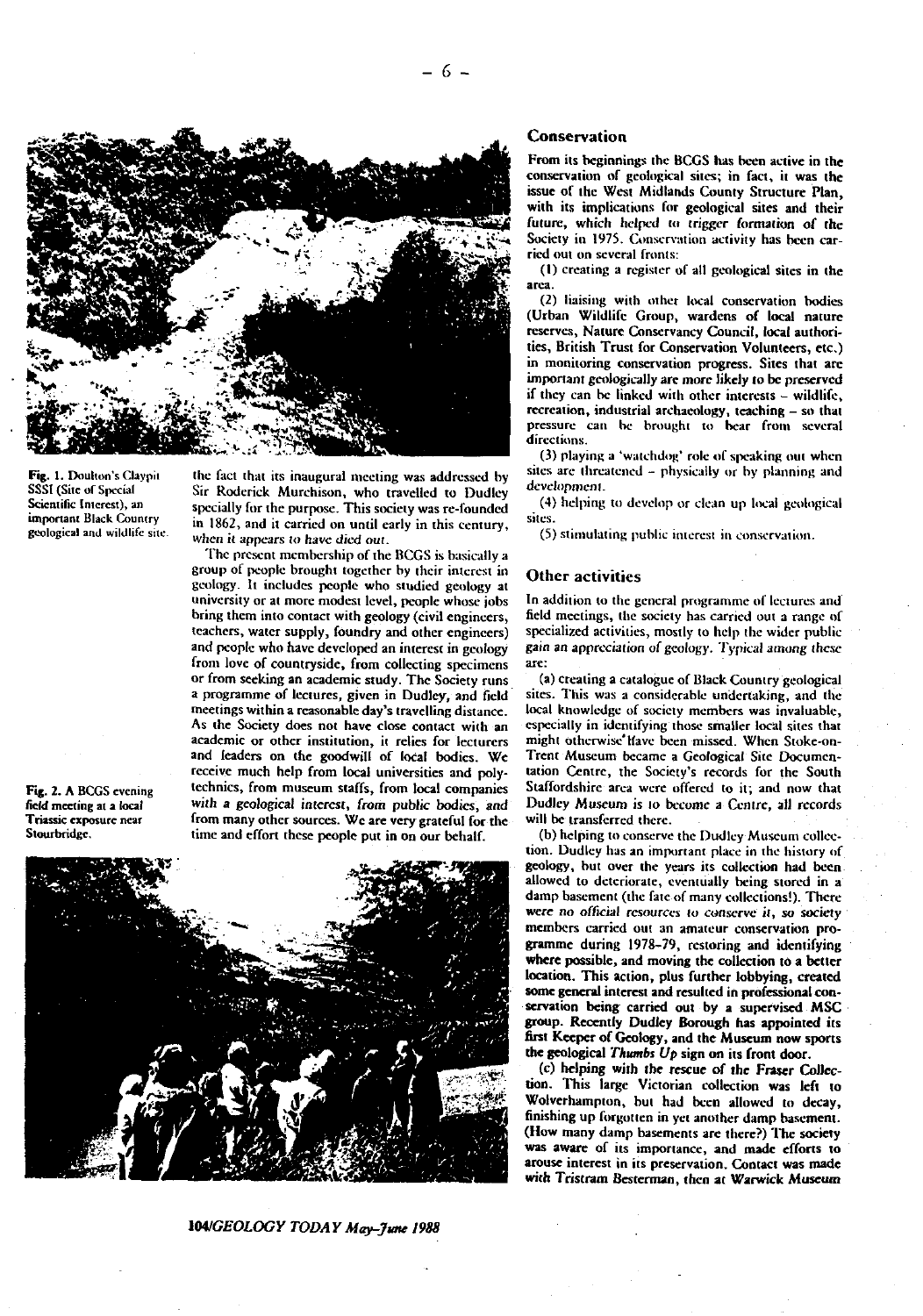Fig. 1. Doulton's Claypit SSSI (Site of Special Scientific Interest), an important Black Country geological and wildlife site.

Fig. 2. A BCGS evening field meeting at a local Triassic exposure near Stourbridge.

the fact that its inaugural meeting was addressed by Sir Roderick Murchison, who travelled to Dudley specially for the purpose. This society was re-founded in 1862, and it carried on until early in this century, when it appears to have died out.

The present membership of the BCGS is basically a group of people brought together by their interest in geology. It includes people who studied geology at university or at more modest level, people whose jobs bring them into contact with geology (civil engineers, teachers, water supply, foundry and other engineers) and people who have developed an interest in geology from love of countryside, from collecting specimens or from seeking an academic study. The Society runs a programme of lectures, given in Dudley, and field meetings within a reasonable day's travelling distance. As the Society does not have close contact with an academic or other institution, it relies for lecturers and leaders on the goodwill of local bodies. We receive much help from local universities and polytechnics, from museum staffs, from local companies with a geological interest, from public bodies, and from many other sources. We are very grateful for the time and effort these people put in on our behalf.

## Conservation

From its beginnings the BCGS has been active in the conservation of geological sites; in fact, it was the issue of the West Midlands County Structure Plan, with its implications for geological sites and their future, which helped to trigger formation of the Society in 1975. Conservation activity has been carried out on several fronts:

(1) creating a register of all geological sites in the area.

(2) liaising with other local conservation bodies (Urban Wildlife Group, wardens of local nature reserves, Nature Conservancy Council, local authorities, British Trust for Conservation Volunteers, etc.) in monitoring conservation progress. Sites that are important geologically are more likely to be preserved if they can be linked with other interests – wildlife, recreation, industrial archaeology, teaching – so that pressure can be brought to bear from several directions.

(3) playing a 'watchdog' role of speaking out when sites are threatened – physically or by planning and development.

(4) helping to develop or clean up local geological sites.

(5) stimulating public interest in conservation.

## Other activities

In addition to the general programme of lectures and field meetings, the society has carried out a range of specialized activities, mostly to help the wider public gain an appreciation of geology. Typical among these are:

(a) creating a catalogue of Black Country geological sites. This was a considerable undertaking, and the local knowledge of society members was invaluable, especially in identifying those smaller local sites that might otherwise have been missed. When Stoke-on-Trent Museum became a Geological Site Documentation Centre, the Society's records for the South Staffordshire area were offered to it; and now that Dudley Museum is to become a Centre, all records will be transferred there.

(b) helping to conserve the Dudley Museum collection. Dudley has an important place in the history of geology, but over the years its collection had been allowed to deteriorate, eventually being stored in a damp basement (the fate of many collections!). There were no official resources to conserve it, so society members carried out an amateur conservation programme during 1978–79, restoring and identifying where possible, and moving the collection to a better location. This action, plus further lobbying, created some general interest and resulted in professional conservation being carried out by a supervised MSC group. Recently Dudley Borough has appointed its first Keeper of Geology, and the Museum now sports the geological *Thumbs Up* sign on its front door.

(c) helping with the rescue of the Fraser Collection. This large Victorian collection was left to Wolverhampton, but had been allowed to decay, finishing up forgotten in yet another damp basement. (How many damp basements are there?) The society was aware of its importance, and made efforts to arouse interest in its preservation. Contact was made with Tristram Besterman, then at Warwick Museum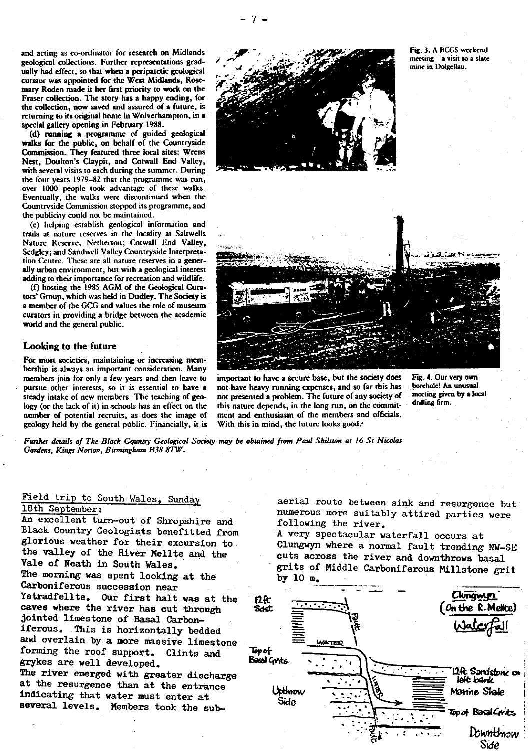and acting as co-ordinator for research on Midlands geological collections. Further representations gradually had effect, so that when a peripatetic geological curator was appointed for the West Midlands, Rosemary Roden made it her first priority to work on the Fraser collection. The story has a happy ending, for the collection, now saved and assured of a future, is returning to its original home in Wolverhampton, in a special gallery opening in February 1988.

(d) running a programme of guided geological walks for the public, on behalf of the Countryside Commission. They featured three local sites: Wrens Nest, Doulton's Claypit, and Cotwall End Valley, with several visits to each during the summer. During the four years 1979–82 that the programme was run, over 1000 people took advantage of these walks. Eventually, the walks were discontinued when the Countryside Commission stopped its programme, and the publicity could not be maintained.

(e) helping establish geological information and trails at nature reserves in the locality at Saltwells Nature Reserve, Netherton; Cotwall End Valley, Sedgley; and Sandwell Valley Countryside Interpretation Centre. These are all nature reserves in a generally urban environment, but with a geological interest adding to their importance for recreation and wildlife.

(f) hosting the 1985 AGM of the Geological Curators' Group, which was held in Dudley. The Society is a member of the GCG and values the role of museum curators in providing a bridge between the academic world and the general public.

Fig. 3. A BCGS weekend meeting – a visit to a slate mine in Dolgellau.

Fig. 4. Our very own borehole! An unusual meeting given by a local drilling firm.

## Looking to the future

For most societies, maintaining or increasing membership is always an important consideration. Many members join for only a few years and then leave to pursue other interests, so it is essential to have a steady intake of new members. The teaching of geology (or the lack of it) in schools has an effect on the number of potential recruits, as does the image of geology held by the general public. Financially, it is important to have a secure base, but the society does not have heavy running expenses, and so far this has not presented a problem. The future of any society of this nature depends, in the long run, on the commitment and enthusiasm of the members and officials. With this in mind, the future looks good.

*Further details of The Black Country Geological Society may be obtained from Paul Shilston at 16 St Nicolas Gardens, Kings Norton, Birmingham B38 8TW.*

## Field trip to South Wales, Sunday 18th September:

An excellent turn-out of Shropshire and Black Country Geologists benefitted from glorious weather for their excursion to the valley of the River Mellte and the Vale of Neath in South Wales.

The morning was spent looking at the Carboniferous succession near Ystradfellte. Our first halt was at the caves where the river has cut through jointed limestone of Basal Carboniferous. This is horizontally bedded and overlain by a more massive limestone forming the roof support. Clints and grykes are well developed.

The river emerged with greater discharge at the resurgence than at the entrance indicating that water must enter at several levels. Members took the sub-aerial route between sink and resurgence but numerous more suitably attired parties were following the river.

A very spectacular waterfall occurs at Clungwyn where a normal fault trending NW-SE cuts across the river and downthrows basal grits of Middle Carboniferous Millstone grit by 10 m.

Clungwyn (On the R. Mellte) Waterfall — 12ft Sdst; Top of Basal Grits; Upthrow Side; Water; Fault; 12ft Sandstone on left bank; Marine Shale; Top of Basal Grits; Downthrow Side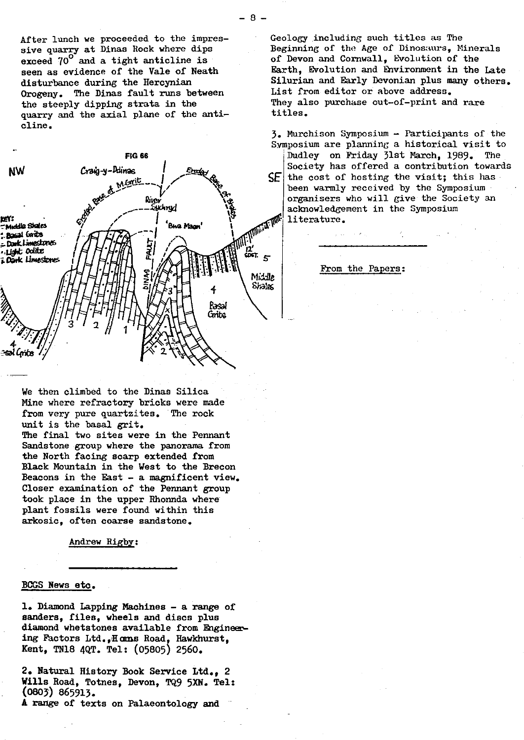After lunch we proceeded to the impressive quarry at Dinas Rock where dips exceed 70° and a tight anticline is seen as evidence of the Vale of Neath disturbance during the Hercynian Orogeny. The Dinas fault runs between the steeply dipping strata in the quarry and the axial plane of the anticline.

FIG 66

We then climbed to the Dinas Silica Mine where refractory bricks were made from very pure quartzites. The rock unit is the basal grit.
The final two sites were in the Pennant Sandstone group where the panorama from the North facing scarp extended from Black Mountain in the West to the Brecon Beacons in the East - a magnificent view. Closer examination of the Pennant group took place in the upper Rhonnda where plant fossils were found within this arkosic, often coarse sandstone.

Andrew Rigby:

---

## BCGS News etc.

1. Diamond Lapping Machines - a range of sanders, files, wheels and discs plus diamond whetstones available from Engineering Factors Ltd., Homs Road, Hawkhurst, Kent, TN18 4QT. Tel: (05805) 2560.

2. Natural History Book Service Ltd., 2 Wills Road, Totnes, Devon, TQ9 5XN. Tel: (0803) 865913.
A range of texts on Palaeontology and Geology including such titles as The Beginning of the Age of Dinosaurs, Minerals of Devon and Cornwall, Evolution of the Earth, Evolution and Environment in the Late Silurian and Early Devonian plus many others. List from editor or above address.
They also purchase out-of-print and rare titles.

3. Murchison Symposium - Participants of the Symposium are planning a historical visit to Dudley on Friday 31st March, 1989. The Society has offered a contribution towards the cost of hosting the visit; this has been warmly received by the Symposium organisers who will give the Society an acknowledgement in the Symposium literature.

---

From the Papers: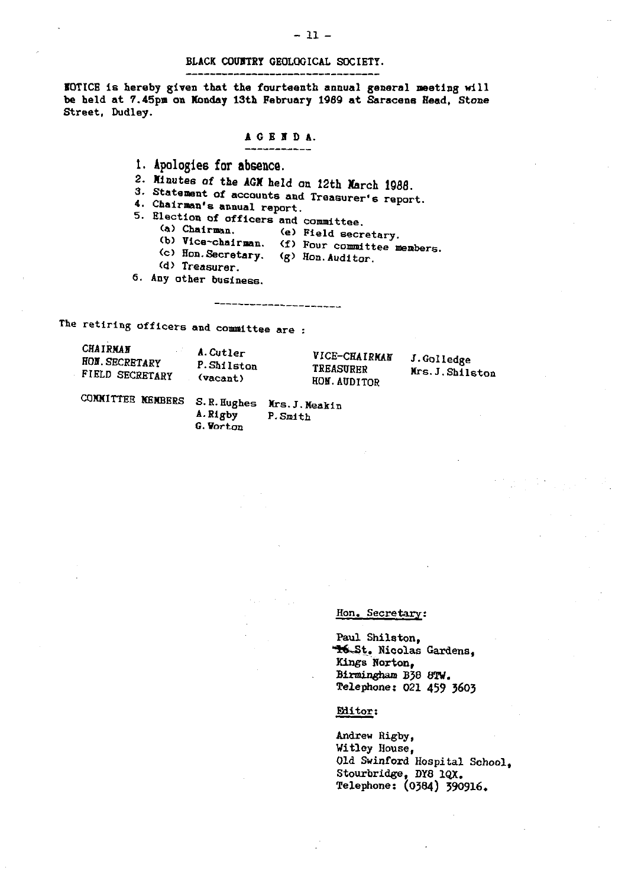# BLACK COUNTRY GEOLOGICAL SOCIETY.

NOTICE is hereby given that the fourteenth annual general meeting will be held at 7.45pm on Monday 13th February 1989 at Saracens Head, Stone Street, Dudley.

## AGENDA.

1. Apologies for absence.
2. Minutes of the AGM held on 12th March 1988.
3. Statement of accounts and Treasurer's report.
4. Chairman's annual report.
5. Election of officers and committee.
   - (a) Chairman.
   - (b) Vice-chairman.
   - (c) Hon. Secretary.
   - (d) Treasurer.
   - (e) Field secretary.
   - (f) Four committee members.
   - (g) Hon. Auditor.
6. Any other business.

---

The retiring officers and committee are :

| | | | |
|---|---|---|---|
| CHAIRMAN | A.Cutler | VICE-CHAIRMAN | J.Golledge |
| HON. SECRETARY | P.Shilston | TREASURER | Mrs.J.Shilston |
| FIELD SECRETARY | (vacant) | HON. AUDITOR | |

COMMITTEE MEMBERS: S.R.Hughes, Mrs.J.Meakin, A.Rigby, P.Smith, G.Worton

Hon. Secretary:

Paul Shilston,
~~16~~ St. Nicolas Gardens,
Kings Norton,
Birmingham B38 8TW.
Telephone: 021 459 3603

Editor:

Andrew Rigby,
Witley House,
Old Swinford Hospital School,
Stourbridge, DY8 1QX.
Telephone: (0384) 390916.